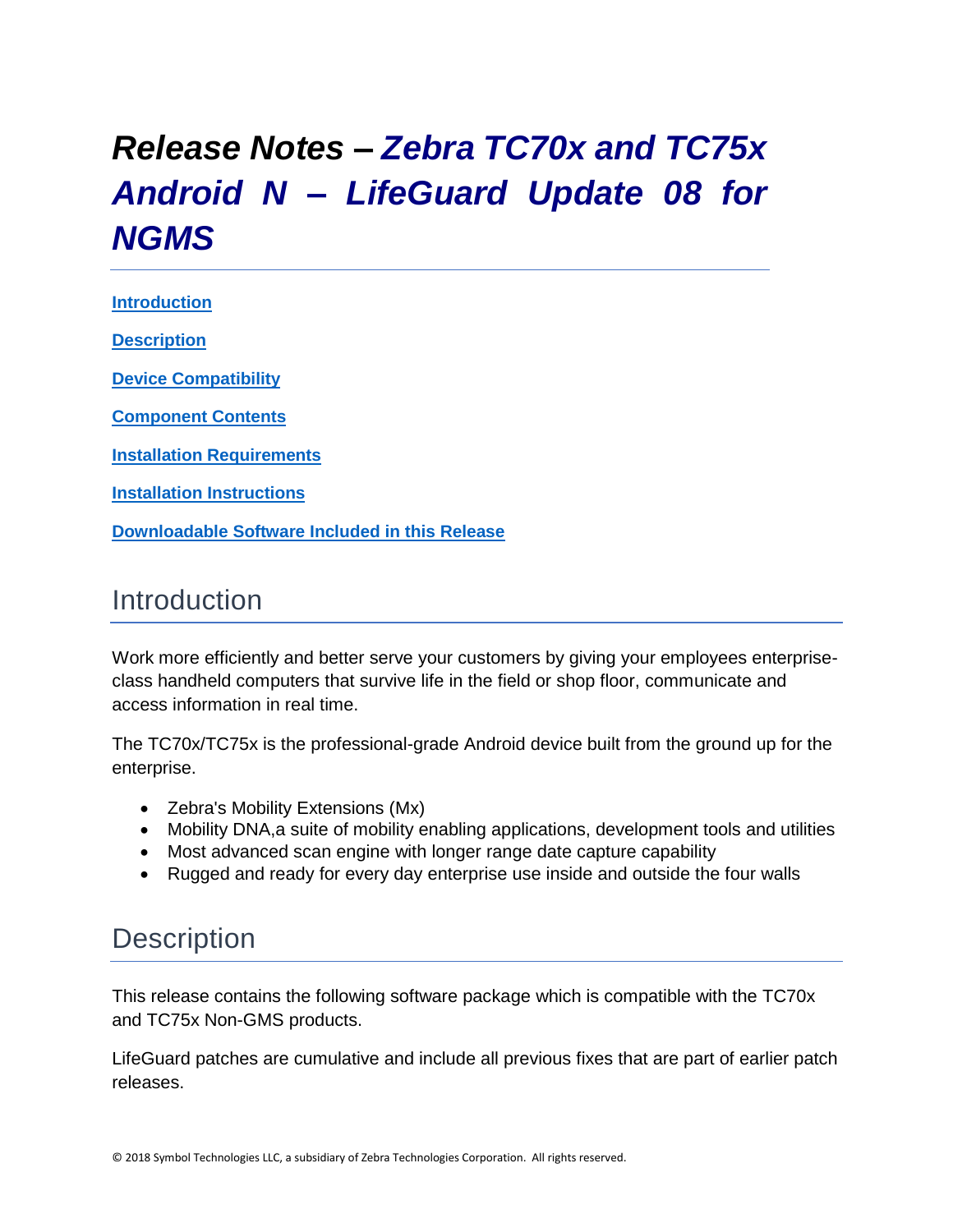# *Release Notes – Zebra TC70x and TC75x Android N – LifeGuard Update 08 for NGMS*

**Introduction**

**Description**

**Device Compatibility**

**Component Contents**

**Installation Requirements**

**Installation Instructions**

**Downloadable Software Included in this Release**

## Introduction

Work more efficiently and better serve your customers by giving your employees enterprise-class handheld computers that survive life in the field or shop floor, communicate and access information in real time.

The TC70x/TC75x is the professional-grade Android device built from the ground up for the enterprise.

- Zebra's Mobility Extensions (Mx)
- Mobility DNA,a suite of mobility enabling applications, development tools and utilities
- Most advanced scan engine with longer range date capture capability
- Rugged and ready for every day enterprise use inside and outside the four walls

## Description

This release contains the following software package which is compatible with the TC70x and TC75x Non-GMS products.

LifeGuard patches are cumulative and include all previous fixes that are part of earlier patch releases.

© 2018 Symbol Technologies LLC, a subsidiary of Zebra Technologies Corporation. All rights reserved.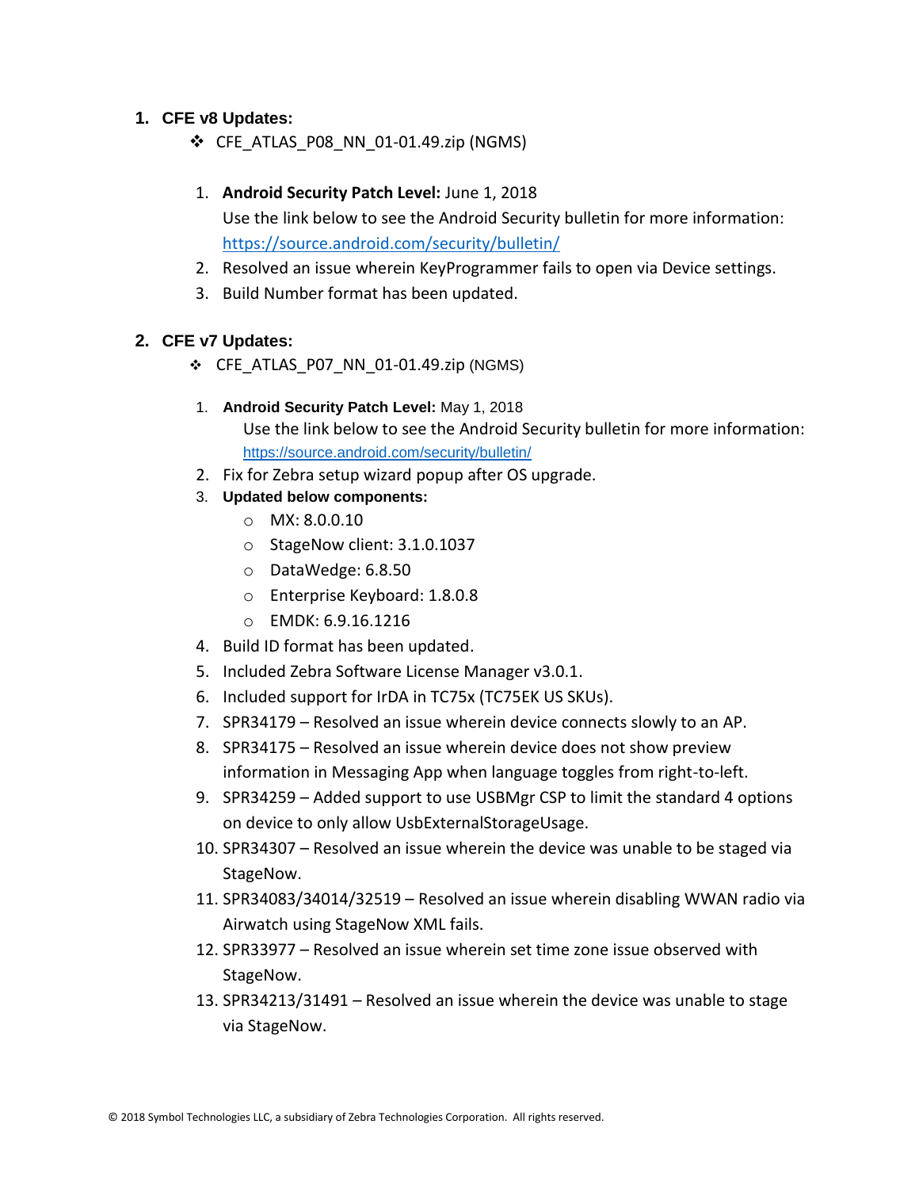## 1. CFE v8 Updates:

- CFE_ATLAS_P08_NN_01-01.49.zip (NGMS)

1. **Android Security Patch Level:** June 1, 2018
   Use the link below to see the Android Security bulletin for more information: https://source.android.com/security/bulletin/
2. Resolved an issue wherein KeyProgrammer fails to open via Device settings.
3. Build Number format has been updated.

## 2. CFE v7 Updates:

- CFE_ATLAS_P07_NN_01-01.49.zip (NGMS)

1. **Android Security Patch Level:** May 1, 2018
   Use the link below to see the Android Security bulletin for more information: https://source.android.com/security/bulletin/
2. Fix for Zebra setup wizard popup after OS upgrade.
3. **Updated below components:**
   - MX: 8.0.0.10
   - StageNow client: 3.1.0.1037
   - DataWedge: 6.8.50
   - Enterprise Keyboard: 1.8.0.8
   - EMDK: 6.9.16.1216
4. Build ID format has been updated.
5. Included Zebra Software License Manager v3.0.1.
6. Included support for IrDA in TC75x (TC75EK US SKUs).
7. SPR34179 – Resolved an issue wherein device connects slowly to an AP.
8. SPR34175 – Resolved an issue wherein device does not show preview information in Messaging App when language toggles from right-to-left.
9. SPR34259 – Added support to use USBMgr CSP to limit the standard 4 options on device to only allow UsbExternalStorageUsage.
10. SPR34307 – Resolved an issue wherein the device was unable to be staged via StageNow.
11. SPR34083/34014/32519 – Resolved an issue wherein disabling WWAN radio via Airwatch using StageNow XML fails.
12. SPR33977 – Resolved an issue wherein set time zone issue observed with StageNow.
13. SPR34213/31491 – Resolved an issue wherein the device was unable to stage via StageNow.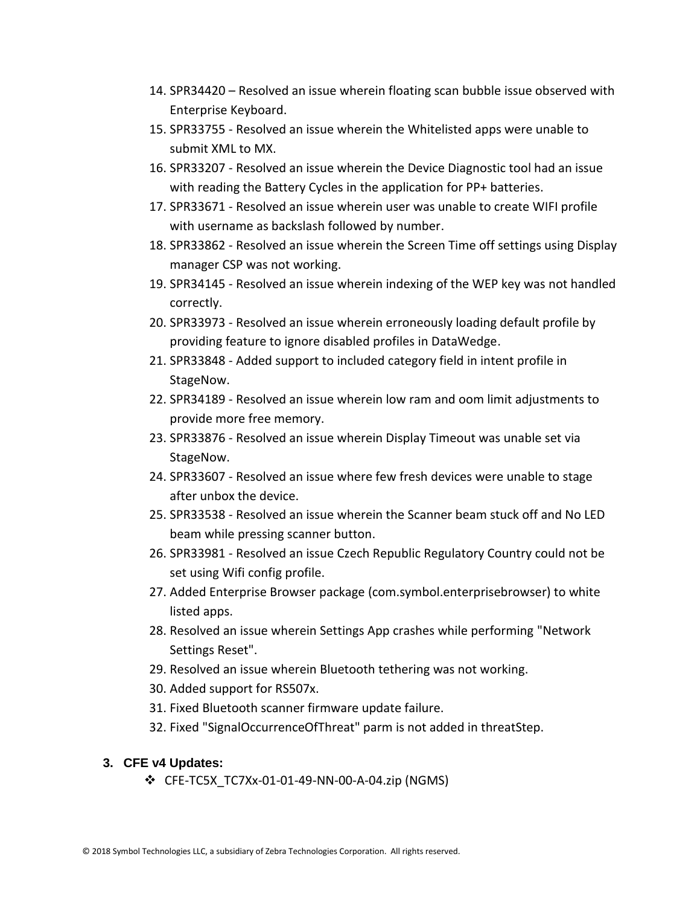14. SPR34420 – Resolved an issue wherein floating scan bubble issue observed with Enterprise Keyboard.
15. SPR33755 - Resolved an issue wherein the Whitelisted apps were unable to submit XML to MX.
16. SPR33207 - Resolved an issue wherein the Device Diagnostic tool had an issue with reading the Battery Cycles in the application for PP+ batteries.
17. SPR33671 - Resolved an issue wherein user was unable to create WIFI profile with username as backslash followed by number.
18. SPR33862 - Resolved an issue wherein the Screen Time off settings using Display manager CSP was not working.
19. SPR34145 - Resolved an issue wherein indexing of the WEP key was not handled correctly.
20. SPR33973 - Resolved an issue wherein erroneously loading default profile by providing feature to ignore disabled profiles in DataWedge.
21. SPR33848 - Added support to included category field in intent profile in StageNow.
22. SPR34189 - Resolved an issue wherein low ram and oom limit adjustments to provide more free memory.
23. SPR33876 - Resolved an issue wherein Display Timeout was unable set via StageNow.
24. SPR33607 - Resolved an issue where few fresh devices were unable to stage after unbox the device.
25. SPR33538 - Resolved an issue wherein the Scanner beam stuck off and No LED beam while pressing scanner button.
26. SPR33981 - Resolved an issue Czech Republic Regulatory Country could not be set using Wifi config profile.
27. Added Enterprise Browser package (com.symbol.enterprisebrowser) to white listed apps.
28. Resolved an issue wherein Settings App crashes while performing "Network Settings Reset".
29. Resolved an issue wherein Bluetooth tethering was not working.
30. Added support for RS507x.
31. Fixed Bluetooth scanner firmware update failure.
32. Fixed "SignalOccurrenceOfThreat" parm is not added in threatStep.

### 3. CFE v4 Updates:

- CFE-TC5X_TC7Xx-01-01-49-NN-00-A-04.zip (NGMS)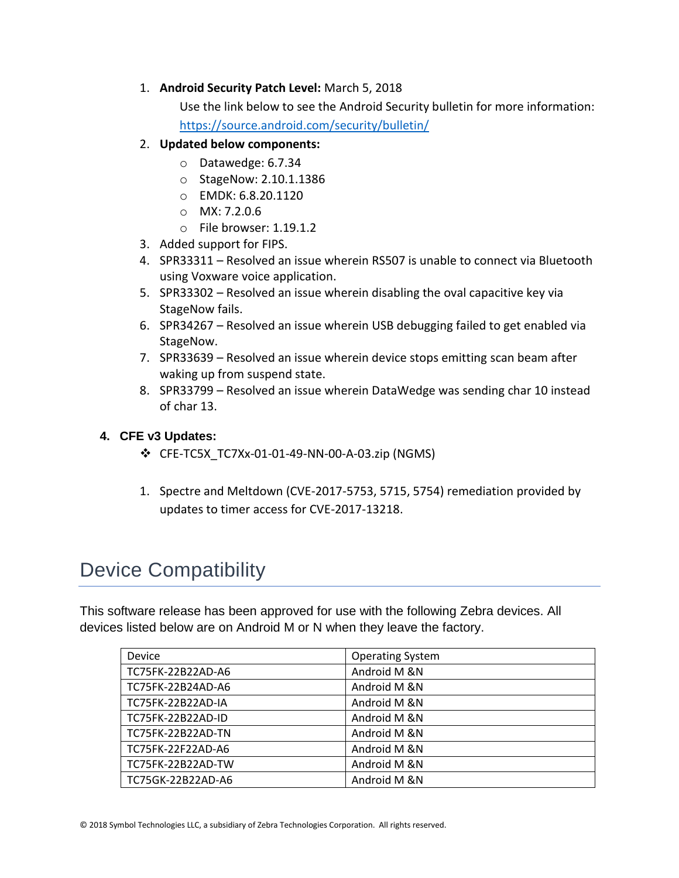1. **Android Security Patch Level:** March 5, 2018

   Use the link below to see the Android Security bulletin for more information: https://source.android.com/security/bulletin/

2. **Updated below components:**
   - Datawedge: 6.7.34
   - StageNow: 2.10.1.1386
   - EMDK: 6.8.20.1120
   - MX: 7.2.0.6
   - File browser: 1.19.1.2
3. Added support for FIPS.
4. SPR33311 – Resolved an issue wherein RS507 is unable to connect via Bluetooth using Voxware voice application.
5. SPR33302 – Resolved an issue wherein disabling the oval capacitive key via StageNow fails.
6. SPR34267 – Resolved an issue wherein USB debugging failed to get enabled via StageNow.
7. SPR33639 – Resolved an issue wherein device stops emitting scan beam after waking up from suspend state.
8. SPR33799 – Resolved an issue wherein DataWedge was sending char 10 instead of char 13.

**4. CFE v3 Updates:**

- ❖ CFE-TC5X_TC7Xx-01-01-49-NN-00-A-03.zip (NGMS)

1. Spectre and Meltdown (CVE-2017-5753, 5715, 5754) remediation provided by updates to timer access for CVE-2017-13218.

# Device Compatibility

This software release has been approved for use with the following Zebra devices. All devices listed below are on Android M or N when they leave the factory.

| Device | Operating System |
| --- | --- |
| TC75FK-22B22AD-A6 | Android M &N |
| TC75FK-22B24AD-A6 | Android M &N |
| TC75FK-22B22AD-IA | Android M &N |
| TC75FK-22B22AD-ID | Android M &N |
| TC75FK-22B22AD-TN | Android M &N |
| TC75FK-22F22AD-A6 | Android M &N |
| TC75FK-22B22AD-TW | Android M &N |
| TC75GK-22B22AD-A6 | Android M &N |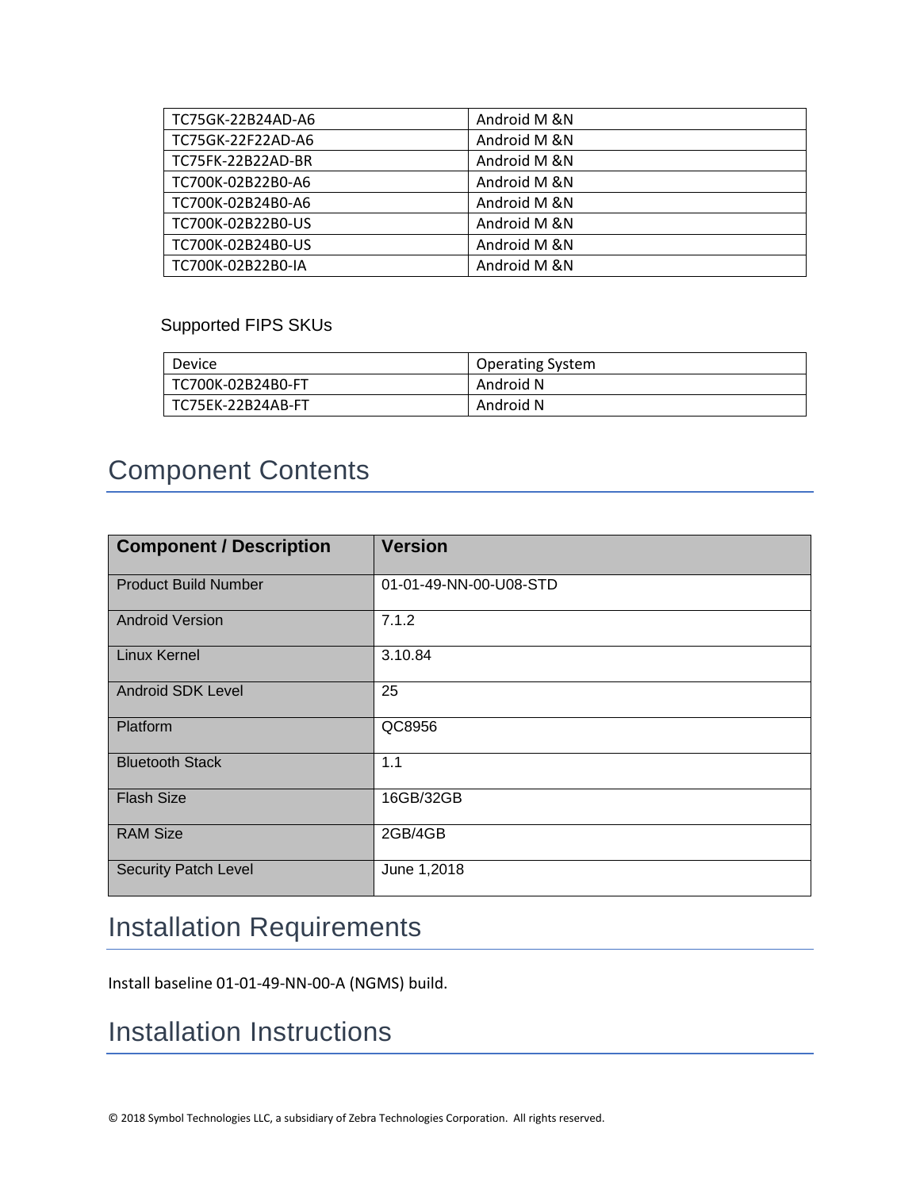| TC75GK-22B24AD-A6 | Android M &N |
|---|---|
| TC75GK-22F22AD-A6 | Android M &N |
| TC75FK-22B22AD-BR | Android M &N |
| TC700K-02B22B0-A6 | Android M &N |
| TC700K-02B24B0-A6 | Android M &N |
| TC700K-02B22B0-US | Android M &N |
| TC700K-02B24B0-US | Android M &N |
| TC700K-02B22B0-IA | Android M &N |

Supported FIPS SKUs

| Device | Operating System |
|---|---|
| TC700K-02B24B0-FT | Android N |
| TC75EK-22B24AB-FT | Android N |

# Component Contents

| Component / Description | Version |
|---|---|
| Product Build Number | 01-01-49-NN-00-U08-STD |
| Android Version | 7.1.2 |
| Linux Kernel | 3.10.84 |
| Android SDK Level | 25 |
| Platform | QC8956 |
| Bluetooth Stack | 1.1 |
| Flash Size | 16GB/32GB |
| RAM Size | 2GB/4GB |
| Security Patch Level | June 1,2018 |

# Installation Requirements

Install baseline 01-01-49-NN-00-A (NGMS) build.

# Installation Instructions

© 2018 Symbol Technologies LLC, a subsidiary of Zebra Technologies Corporation. All rights reserved.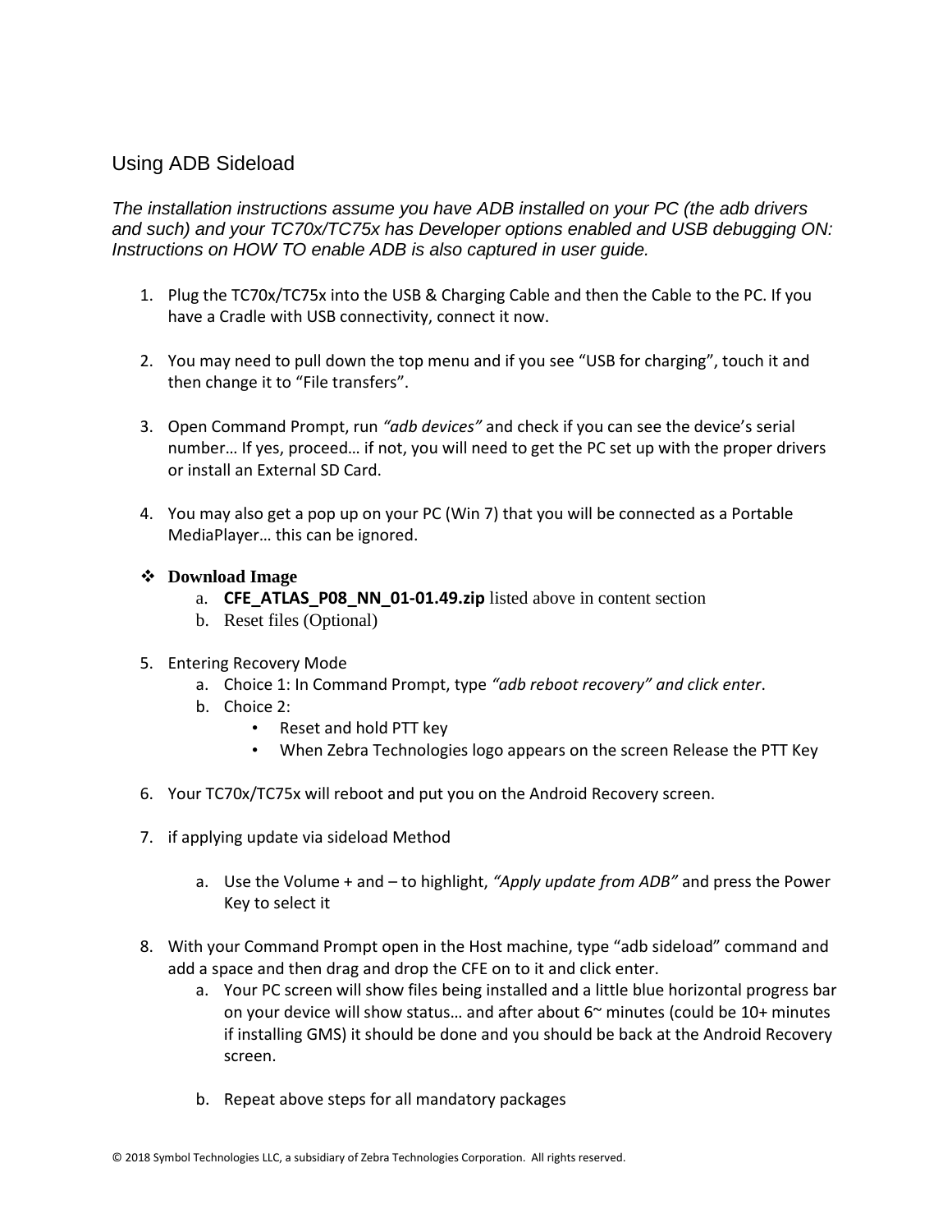## Using ADB Sideload

*The installation instructions assume you have ADB installed on your PC (the adb drivers and such) and your TC70x/TC75x has Developer options enabled and USB debugging ON: Instructions on HOW TO enable ADB is also captured in user guide.*

1. Plug the TC70x/TC75x into the USB & Charging Cable and then the Cable to the PC. If you have a Cradle with USB connectivity, connect it now.

2. You may need to pull down the top menu and if you see "USB for charging", touch it and then change it to "File transfers".

3. Open Command Prompt, run *"adb devices"* and check if you can see the device's serial number… If yes, proceed… if not, you will need to get the PC set up with the proper drivers or install an External SD Card.

4. You may also get a pop up on your PC (Win 7) that you will be connected as a Portable MediaPlayer… this can be ignored.

- **Download Image**
  a. **CFE_ATLAS_P08_NN_01-01.49.zip** listed above in content section
  b. Reset files (Optional)

5. Entering Recovery Mode
   a. Choice 1: In Command Prompt, type *"adb reboot recovery" and click enter*.
   b. Choice 2:
      - Reset and hold PTT key
      - When Zebra Technologies logo appears on the screen Release the PTT Key

6. Your TC70x/TC75x will reboot and put you on the Android Recovery screen.

7. if applying update via sideload Method

   a. Use the Volume + and – to highlight, *"Apply update from ADB"* and press the Power Key to select it

8. With your Command Prompt open in the Host machine, type "adb sideload" command and add a space and then drag and drop the CFE on to it and click enter.
   a. Your PC screen will show files being installed and a little blue horizontal progress bar on your device will show status… and after about 6~ minutes (could be 10+ minutes if installing GMS) it should be done and you should be back at the Android Recovery screen.

   b. Repeat above steps for all mandatory packages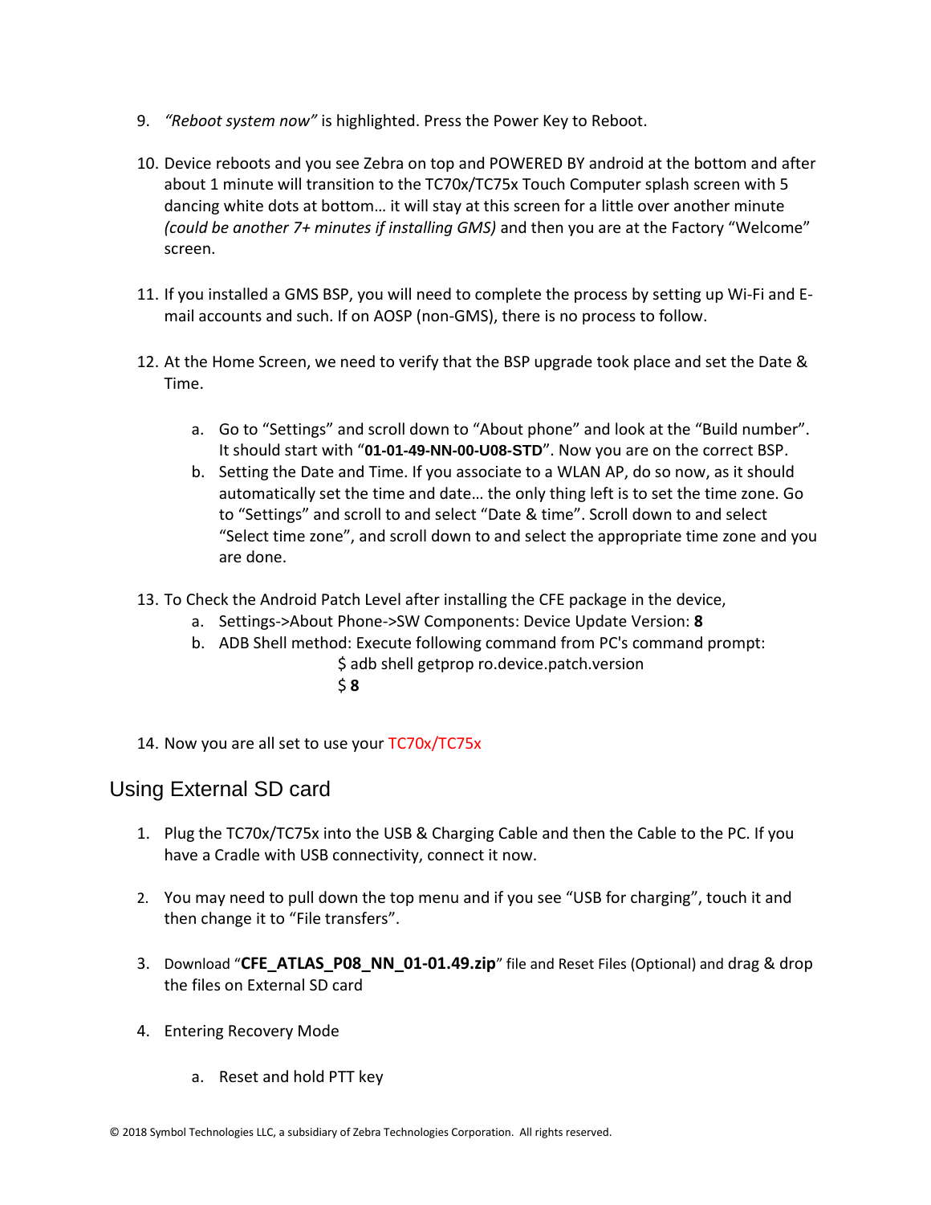9. *"Reboot system now"* is highlighted. Press the Power Key to Reboot.

10. Device reboots and you see Zebra on top and POWERED BY android at the bottom and after about 1 minute will transition to the TC70x/TC75x Touch Computer splash screen with 5 dancing white dots at bottom… it will stay at this screen for a little over another minute *(could be another 7+ minutes if installing GMS)* and then you are at the Factory "Welcome" screen.

11. If you installed a GMS BSP, you will need to complete the process by setting up Wi-Fi and E-mail accounts and such. If on AOSP (non-GMS), there is no process to follow.

12. At the Home Screen, we need to verify that the BSP upgrade took place and set the Date & Time.

    a. Go to "Settings" and scroll down to "About phone" and look at the "Build number". It should start with "**01-01-49-NN-00-U08-STD**". Now you are on the correct BSP.
    b. Setting the Date and Time. If you associate to a WLAN AP, do so now, as it should automatically set the time and date… the only thing left is to set the time zone. Go to "Settings" and scroll to and select "Date & time". Scroll down to and select "Select time zone", and scroll down to and select the appropriate time zone and you are done.

13. To Check the Android Patch Level after installing the CFE package in the device,
    a. Settings->About Phone->SW Components: Device Update Version: **8**
    b. ADB Shell method: Execute following command from PC's command prompt:
       $ adb shell getprop ro.device.patch.version
       $ **8**

14. Now you are all set to use your TC70x/TC75x

## Using External SD card

1. Plug the TC70x/TC75x into the USB & Charging Cable and then the Cable to the PC. If you have a Cradle with USB connectivity, connect it now.

2. You may need to pull down the top menu and if you see "USB for charging", touch it and then change it to "File transfers".

3. Download "**CFE_ATLAS_P08_NN_01-01.49.zip**" file and Reset Files (Optional) and drag & drop the files on External SD card

4. Entering Recovery Mode

    a. Reset and hold PTT key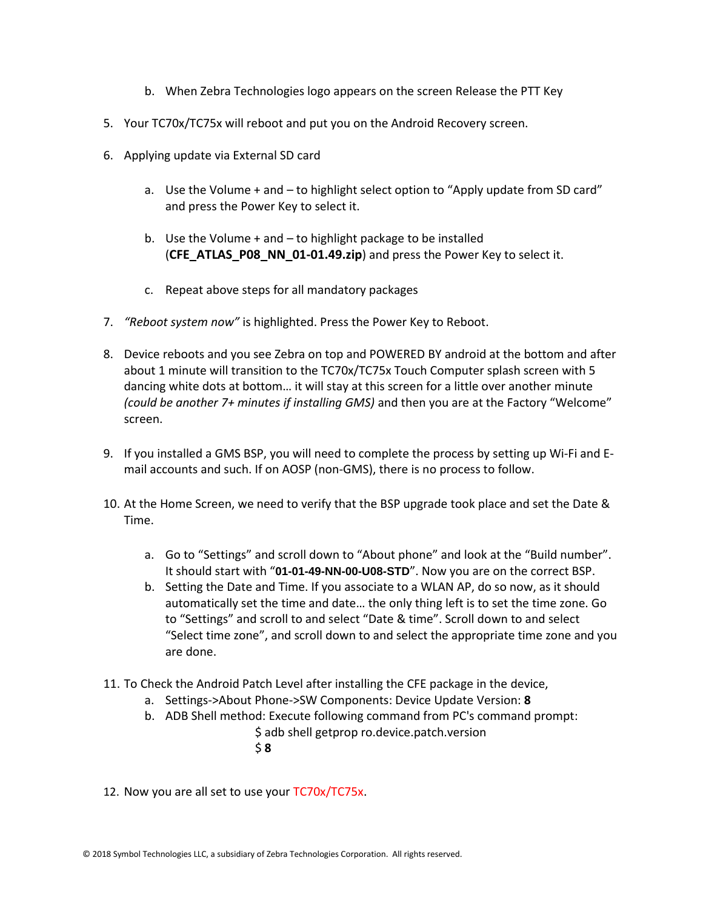b. When Zebra Technologies logo appears on the screen Release the PTT Key

5. Your TC70x/TC75x will reboot and put you on the Android Recovery screen.

6. Applying update via External SD card

   a. Use the Volume + and – to highlight select option to “Apply update from SD card” and press the Power Key to select it.

   b. Use the Volume + and – to highlight package to be installed (**CFE_ATLAS_P08_NN_01-01.49.zip**) and press the Power Key to select it.

   c. Repeat above steps for all mandatory packages

7. *“Reboot system now”* is highlighted. Press the Power Key to Reboot.

8. Device reboots and you see Zebra on top and POWERED BY android at the bottom and after about 1 minute will transition to the TC70x/TC75x Touch Computer splash screen with 5 dancing white dots at bottom… it will stay at this screen for a little over another minute *(could be another 7+ minutes if installing GMS)* and then you are at the Factory “Welcome” screen.

9. If you installed a GMS BSP, you will need to complete the process by setting up Wi-Fi and E-mail accounts and such. If on AOSP (non-GMS), there is no process to follow.

10. At the Home Screen, we need to verify that the BSP upgrade took place and set the Date & Time.

    a. Go to “Settings” and scroll down to “About phone” and look at the “Build number”. It should start with “**01-01-49-NN-00-U08-STD**”. Now you are on the correct BSP.
    b. Setting the Date and Time. If you associate to a WLAN AP, do so now, as it should automatically set the time and date… the only thing left is to set the time zone. Go to “Settings” and scroll to and select “Date & time”. Scroll down to and select “Select time zone”, and scroll down to and select the appropriate time zone and you are done.

11. To Check the Android Patch Level after installing the CFE package in the device,
    a. Settings->About Phone->SW Components: Device Update Version: **8**
    b. ADB Shell method: Execute following command from PC's command prompt:
       $ adb shell getprop ro.device.patch.version
       $ **8**

12. Now you are all set to use your TC70x/TC75x.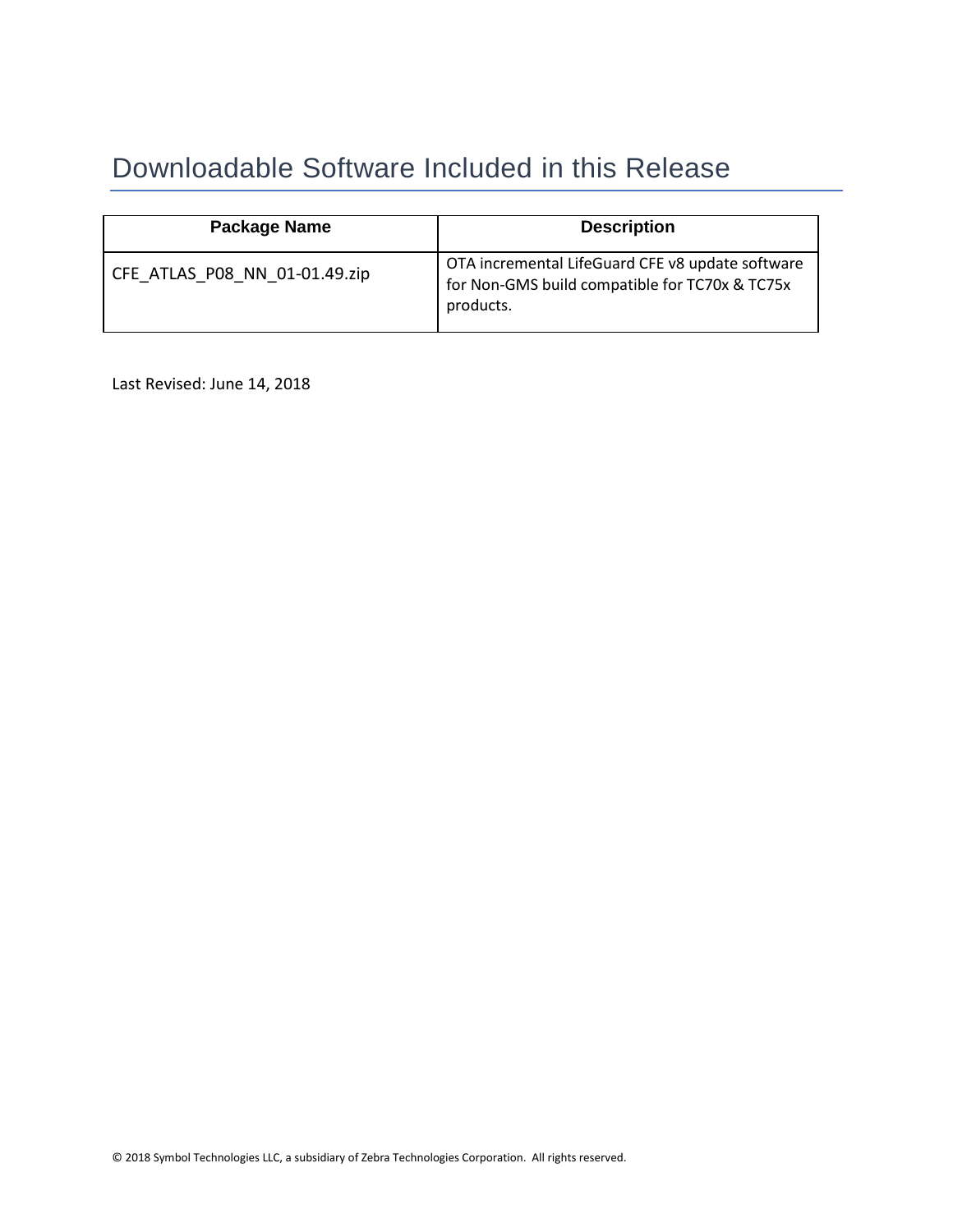## Downloadable Software Included in this Release

| Package Name | Description |
| --- | --- |
| CFE_ATLAS_P08_NN_01-01.49.zip | OTA incremental LifeGuard CFE v8 update software for Non-GMS build compatible for TC70x & TC75x products. |

Last Revised: June 14, 2018

© 2018 Symbol Technologies LLC, a subsidiary of Zebra Technologies Corporation. All rights reserved.